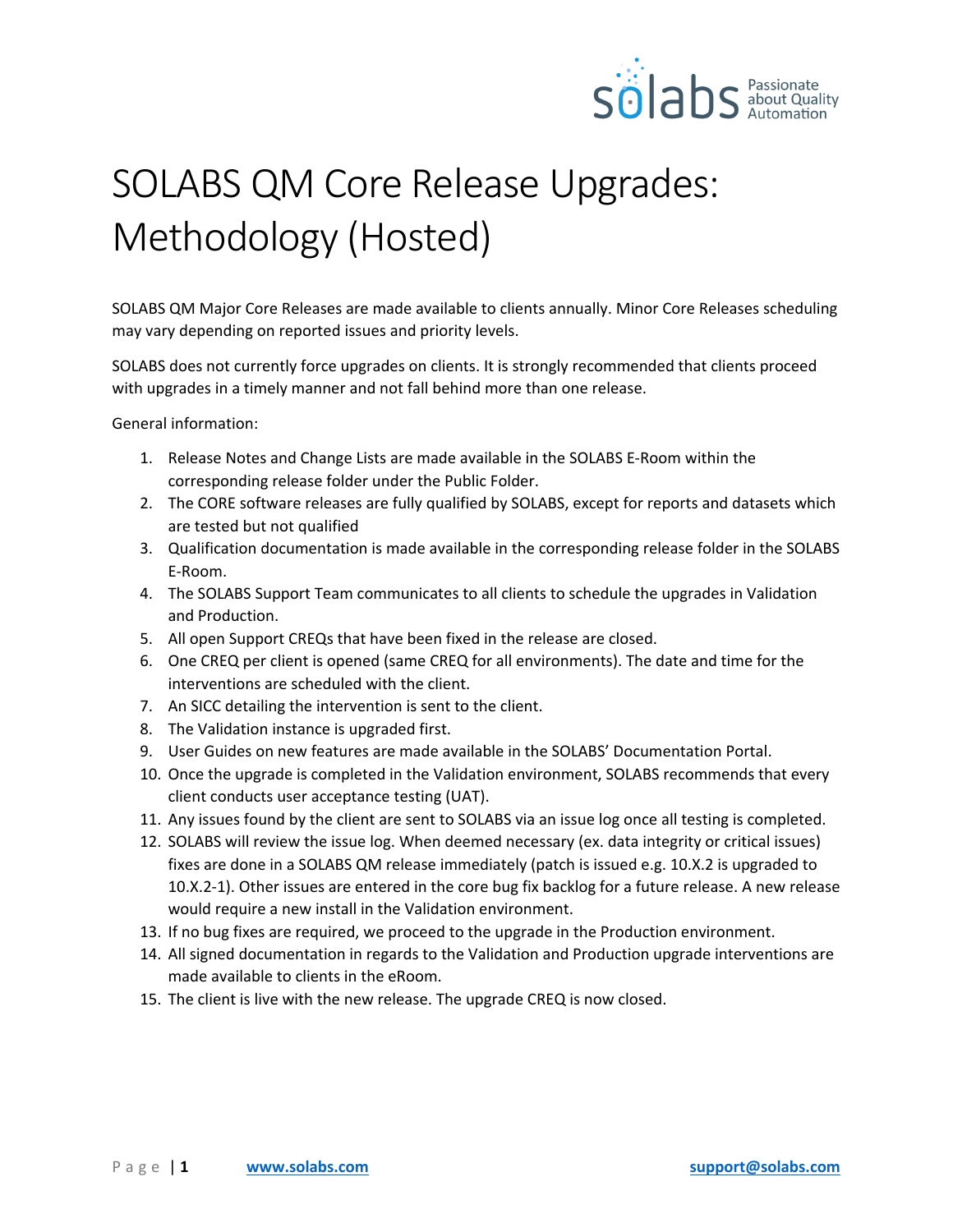# SOLABS QM Core Release Upgrades: Methodology (Hosted)

SOLABS QM Major Core Releases are made available to clients annually. Minor Core Releases scheduling may vary depending on reported issues and priority levels.

SOLABS does not currently force upgrades on clients. It is strongly recommended that clients proceed with upgrades in a timely manner and not fall behind more than one release.

General information:

1. Release Notes and Change Lists are made available in the SOLABS E-Room within the corresponding release folder under the Public Folder.
2. The CORE software releases are fully qualified by SOLABS, except for reports and datasets which are tested but not qualified
3. Qualification documentation is made available in the corresponding release folder in the SOLABS E-Room.
4. The SOLABS Support Team communicates to all clients to schedule the upgrades in Validation and Production.
5. All open Support CREQs that have been fixed in the release are closed.
6. One CREQ per client is opened (same CREQ for all environments). The date and time for the interventions are scheduled with the client.
7. An SICC detailing the intervention is sent to the client.
8. The Validation instance is upgraded first.
9. User Guides on new features are made available in the SOLABS' Documentation Portal.
10. Once the upgrade is completed in the Validation environment, SOLABS recommends that every client conducts user acceptance testing (UAT).
11. Any issues found by the client are sent to SOLABS via an issue log once all testing is completed.
12. SOLABS will review the issue log. When deemed necessary (ex. data integrity or critical issues) fixes are done in a SOLABS QM release immediately (patch is issued e.g. 10.X.2 is upgraded to 10.X.2-1). Other issues are entered in the core bug fix backlog for a future release. A new release would require a new install in the Validation environment.
13. If no bug fixes are required, we proceed to the upgrade in the Production environment.
14. All signed documentation in regards to the Validation and Production upgrade interventions are made available to clients in the eRoom.
15. The client is live with the new release. The upgrade CREQ is now closed.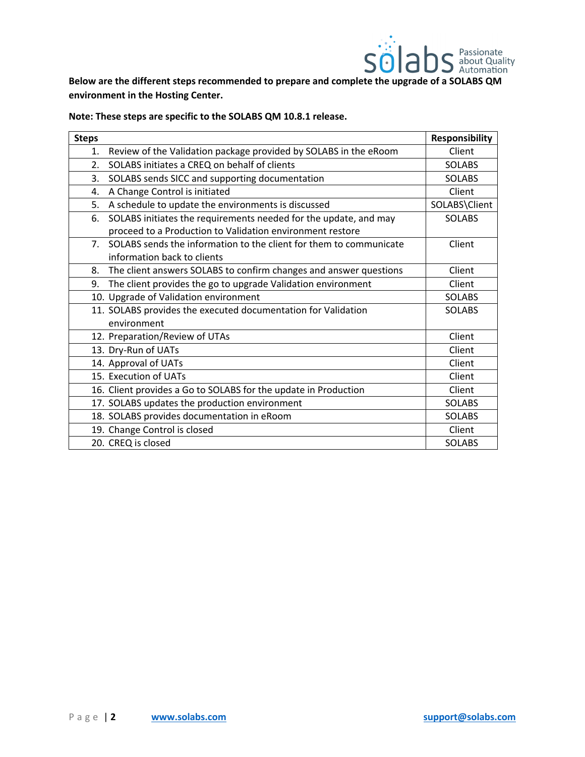**Below are the different steps recommended to prepare and complete the upgrade of a SOLABS QM environment in the Hosting Center.**

**Note: These steps are specific to the SOLABS QM 10.8.1 release.**

| Steps | Responsibility |
|---|---|
| 1. Review of the Validation package provided by SOLABS in the eRoom | Client |
| 2. SOLABS initiates a CREQ on behalf of clients | SOLABS |
| 3. SOLABS sends SICC and supporting documentation | SOLABS |
| 4. A Change Control is initiated | Client |
| 5. A schedule to update the environments is discussed | SOLABS\Client |
| 6. SOLABS initiates the requirements needed for the update, and may proceed to a Production to Validation environment restore | SOLABS |
| 7. SOLABS sends the information to the client for them to communicate information back to clients | Client |
| 8. The client answers SOLABS to confirm changes and answer questions | Client |
| 9. The client provides the go to upgrade Validation environment | Client |
| 10. Upgrade of Validation environment | SOLABS |
| 11. SOLABS provides the executed documentation for Validation environment | SOLABS |
| 12. Preparation/Review of UTAs | Client |
| 13. Dry-Run of UATs | Client |
| 14. Approval of UATs | Client |
| 15. Execution of UATs | Client |
| 16. Client provides a Go to SOLABS for the update in Production | Client |
| 17. SOLABS updates the production environment | SOLABS |
| 18. SOLABS provides documentation in eRoom | SOLABS |
| 19. Change Control is closed | Client |
| 20. CREQ is closed | SOLABS |